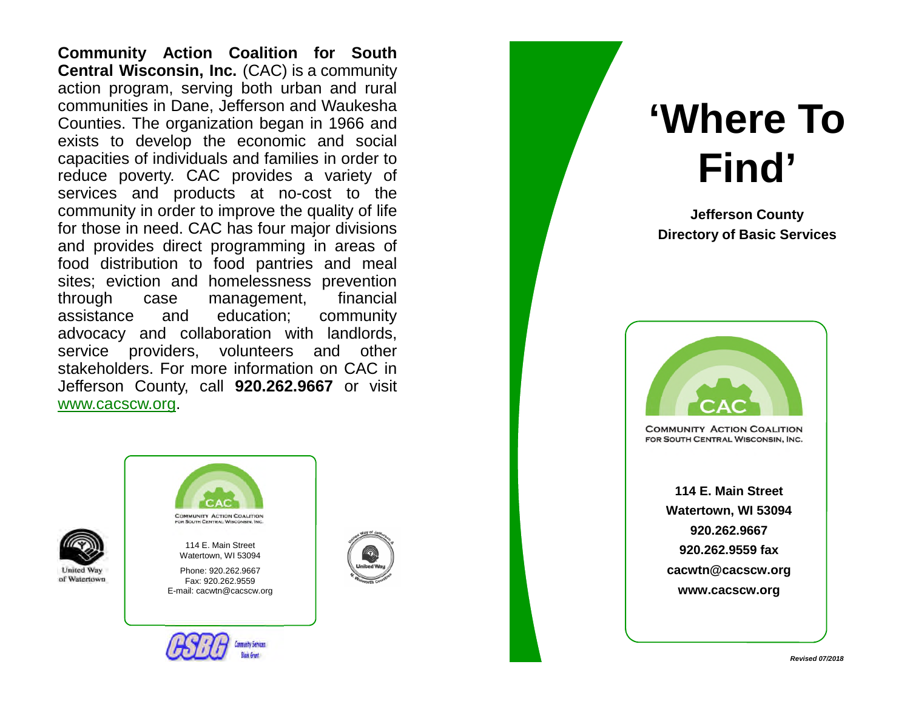**Community Action Coalition for South Central Wisconsin, Inc.** (CAC) is a community action program, serving both urban and rural communities in Dane, Jefferson and Waukesha Counties. The organization began in 1966 and exists to develop the economic and social capacities of individuals and families in order to reduce poverty. CAC provides a variety of services and products at no-cost to the community in order to improve the quality of life for those in need. CAC has four major divisions and provides direct programming in areas of food distribution to food pantries and meal sites; eviction and homelessness prevention through case management, financial assistance and education; community advocacy and collaboration with landlords, service providers, volunteers and other stakeholders. For more information on CAC in Jefferson County, call **920.262.9667** or visit www.cacscw.org.

United Way of Watertown

COMMUNITY ACTION COALITION FOR SOUTH CENTRAL WISCONSIN, INC.

114 E. Main Street
Watertown, WI 53094

Phone: 920.262.9667
Fax: 920.262.9559
E-mail: cacwtn@cacscw.org

United Way of Jefferson & N. Walworth Counties

CSBG Community Services Block Grant

# 'Where To Find'

**Jefferson County**
**Directory of Basic Services**

COMMUNITY ACTION COALITION FOR SOUTH CENTRAL WISCONSIN, INC.

**114 E. Main Street**
**Watertown, WI 53094**
**920.262.9667**
**920.262.9559 fax**
**cacwtn@cacscw.org**
**www.cacscw.org**

***Revised 07/2018***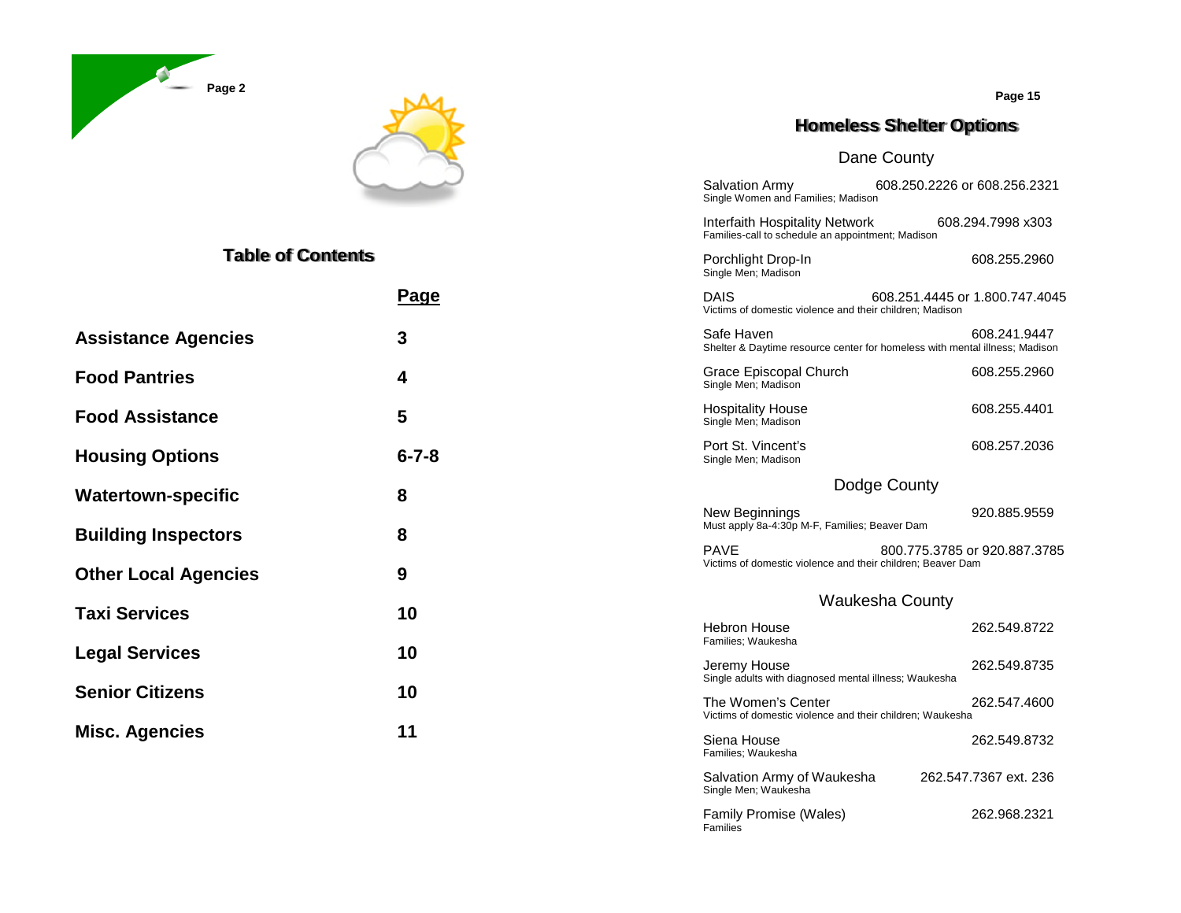## Table of Contents

| | Page |
|---|---|
| **Assistance Agencies** | **3** |
| **Food Pantries** | **4** |
| **Food Assistance** | **5** |
| **Housing Options** | **6-7-8** |
| **Watertown-specific** | **8** |
| **Building Inspectors** | **8** |
| **Other Local Agencies** | **9** |
| **Taxi Services** | **10** |
| **Legal Services** | **10** |
| **Senior Citizens** | **10** |
| **Misc. Agencies** | **11** |

## Homeless Shelter Options

### Dane County

Salvation Army — 608.250.2226 or 608.256.2321
Single Women and Families; Madison

Interfaith Hospitality Network — 608.294.7998 x303
Families-call to schedule an appointment; Madison

Porchlight Drop-In — 608.255.2960
Single Men; Madison

DAIS — 608.251.4445 or 1.800.747.4045
Victims of domestic violence and their children; Madison

Safe Haven — 608.241.9447
Shelter & Daytime resource center for homeless with mental illness; Madison

Grace Episcopal Church — 608.255.2960
Single Men; Madison

Hospitality House — 608.255.4401
Single Men; Madison

Port St. Vincent's — 608.257.2036
Single Men; Madison

### Dodge County

New Beginnings — 920.885.9559
Must apply 8a-4:30p M-F, Families; Beaver Dam

PAVE — 800.775.3785 or 920.887.3785
Victims of domestic violence and their children; Beaver Dam

### Waukesha County

Hebron House — 262.549.8722
Families; Waukesha

Jeremy House — 262.549.8735
Single adults with diagnosed mental illness; Waukesha

The Women's Center — 262.547.4600
Victims of domestic violence and their children; Waukesha

Siena House — 262.549.8732
Families; Waukesha

Salvation Army of Waukesha — 262.547.7367 ext. 236
Single Men; Waukesha

Family Promise (Wales) — 262.968.2321
Families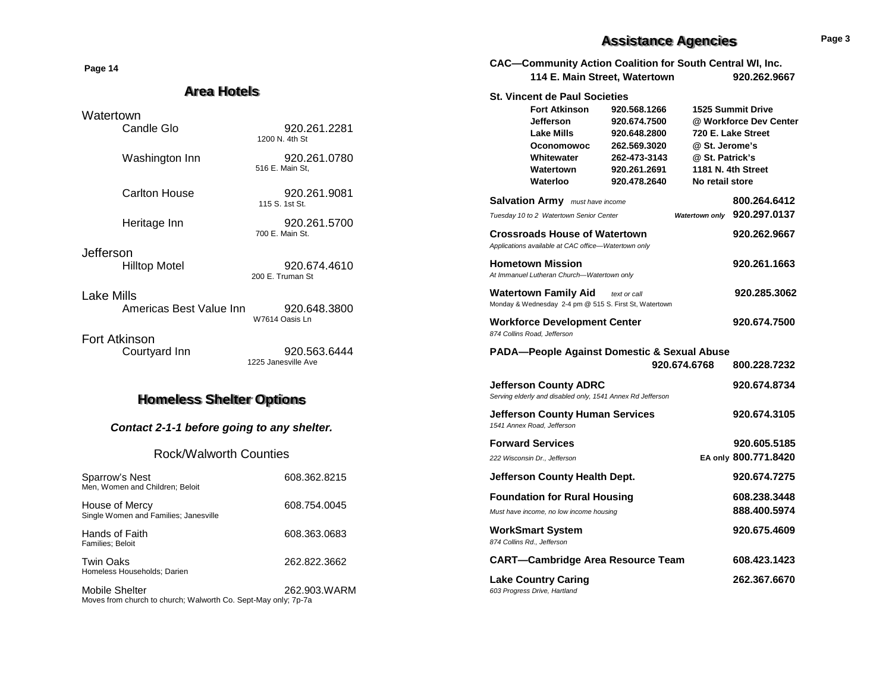## Area Hotels

**Watertown**

| Hotel | Phone | Address |
|---|---|---|
| Candle Glo | 920.261.2281 | 1200 N. 4th St |
| Washington Inn | 920.261.0780 | 516 E. Main St, |
| Carlton House | 920.261.9081 | 115 S. 1st St. |
| Heritage Inn | 920.261.5700 | 700 E. Main St. |

**Jefferson**

| Hotel | Phone | Address |
|---|---|---|
| Hilltop Motel | 920.674.4610 | 200 E. Truman St |

**Lake Mills**

| Hotel | Phone | Address |
|---|---|---|
| Americas Best Value Inn | 920.648.3800 | W7614 Oasis Ln |

**Fort Atkinson**

| Hotel | Phone | Address |
|---|---|---|
| Courtyard Inn | 920.563.6444 | 1225 Janesville Ave |

## Homeless Shelter Options

***Contact 2-1-1 before going to any shelter.***

### Rock/Walworth Counties

Sparrow's Nest — 608.362.8215
Men, Women and Children; Beloit

House of Mercy — 608.754.0045
Single Women and Families; Janesville

Hands of Faith — 608.363.0683
Families; Beloit

Twin Oaks — 262.822.3662
Homeless Households; Darien

Mobile Shelter — 262.903.WARM
Moves from church to church; Walworth Co. Sept-May only; 7p-7a

## Assistance Agencies

**CAC—Community Action Coalition for South Central WI, Inc.**
**114 E. Main Street, Watertown — 920.262.9667**

**St. Vincent de Paul Societies**

| Location | Phone | Address |
|---|---|---|
| **Fort Atkinson** | **920.568.1266** | **1525 Summit Drive** |
| **Jefferson** | **920.674.7500** | **@ Workforce Dev Center** |
| **Lake Mills** | **920.648.2800** | **720 E. Lake Street** |
| **Oconomowoc** | **262.569.3020** | **@ St. Jerome's** |
| **Whitewater** | **262-473-3143** | **@ St. Patrick's** |
| **Watertown** | **920.261.2691** | **1181 N. 4th Street** |
| **Waterloo** | **920.478.2640** | **No retail store** |

**Salvation Army** *must have income* — **800.264.6412**
*Tuesday 10 to 2 Watertown Senior Center* — ***Watertown only*** **920.297.0137**

**Crossroads House of Watertown** — **920.262.9667**
*Applications available at CAC office—Watertown only*

**Hometown Mission** — **920.261.1663**
*At Immanuel Lutheran Church—Watertown only*

**Watertown Family Aid** *text or call* — **920.285.3062**
Monday & Wednesday 2-4 pm @ 515 S. First St, Watertown

**Workforce Development Center** — **920.674.7500**
*874 Collins Road, Jefferson*

**PADA—People Against Domestic & Sexual Abuse**
**920.674.6768 — 800.228.7232**

**Jefferson County ADRC** — **920.674.8734**
*Serving elderly and disabled only, 1541 Annex Rd Jefferson*

**Jefferson County Human Services** — **920.674.3105**
*1541 Annex Road, Jefferson*

**Forward Services** — **920.605.5185**
*222 Wisconsin Dr., Jefferson* — **EA only 800.771.8420**

**Jefferson County Health Dept.** — **920.674.7275**

**Foundation for Rural Housing** — **608.238.3448**
*Must have income, no low income housing* — **888.400.5974**

**WorkSmart System** — **920.675.4609**
*874 Collins Rd., Jefferson*

**CART—Cambridge Area Resource Team** — **608.423.1423**

**Lake Country Caring** — **262.367.6670**
*603 Progress Drive, Hartland*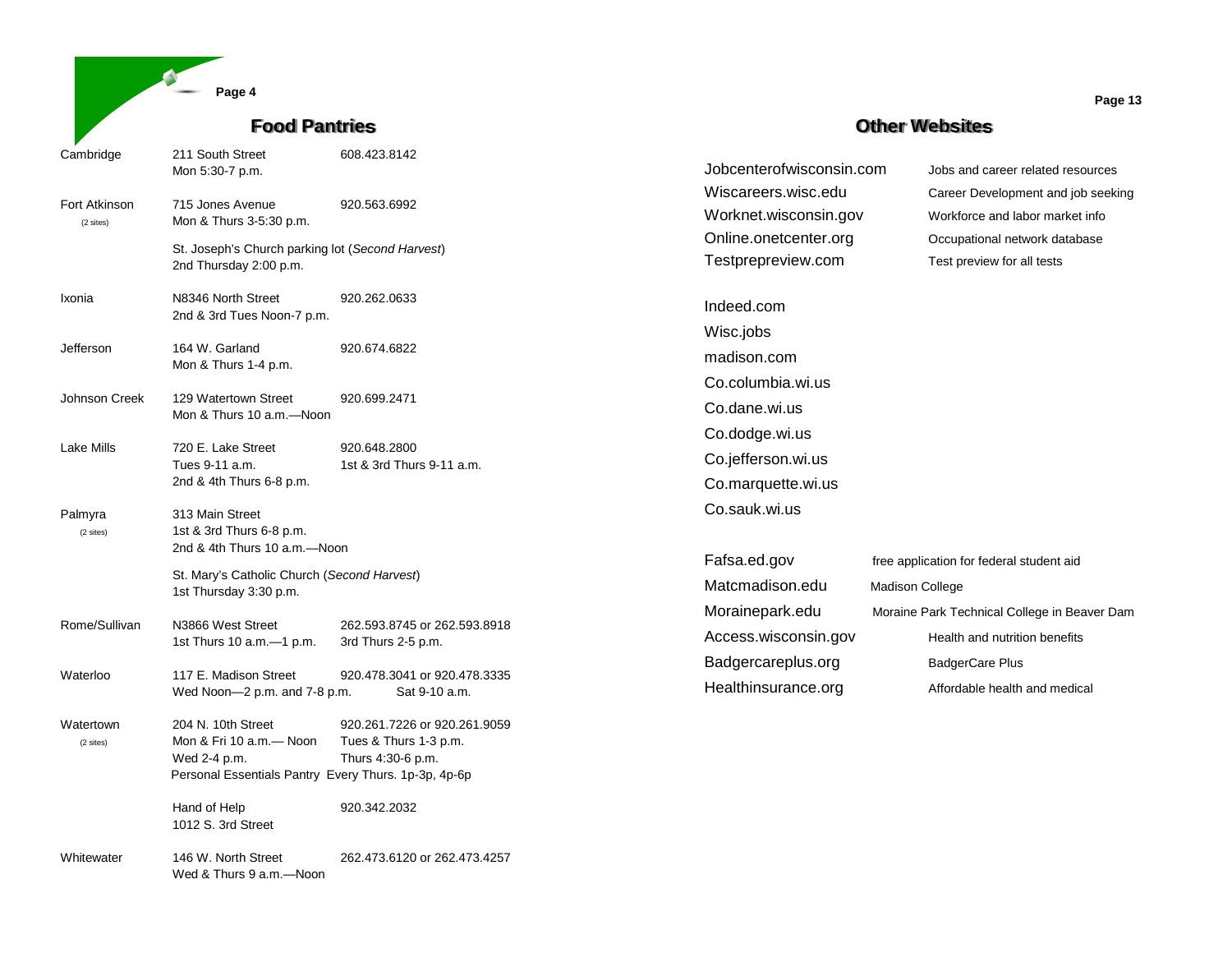## Food Pantries

| Location | Address / Hours | Phone / Hours |
|---|---|---|
| Cambridge | 211 South Street<br>Mon 5:30-7 p.m. | 608.423.8142 |
| Fort Atkinson (2 sites) | 715 Jones Avenue<br>Mon & Thurs 3-5:30 p.m. | 920.563.6992 |
| | St. Joseph's Church parking lot (*Second Harvest*)<br>2nd Thursday 2:00 p.m. | |
| Ixonia | N8346 North Street<br>2nd & 3rd Tues Noon-7 p.m. | 920.262.0633 |
| Jefferson | 164 W. Garland<br>Mon & Thurs 1-4 p.m. | 920.674.6822 |
| Johnson Creek | 129 Watertown Street<br>Mon & Thurs 10 a.m.—Noon | 920.699.2471 |
| Lake Mills | 720 E. Lake Street<br>Tues 9-11 a.m.<br>2nd & 4th Thurs 6-8 p.m. | 920.648.2800<br>1st & 3rd Thurs 9-11 a.m. |
| Palmyra (2 sites) | 313 Main Street<br>1st & 3rd Thurs 6-8 p.m.<br>2nd & 4th Thurs 10 a.m.—Noon | |
| | St. Mary's Catholic Church (*Second Harvest*)<br>1st Thursday 3:30 p.m. | |
| Rome/Sullivan | N3866 West Street<br>1st Thurs 10 a.m.—1 p.m. | 262.593.8745 or 262.593.8918<br>3rd Thurs 2-5 p.m. |
| Waterloo | 117 E. Madison Street<br>Wed Noon—2 p.m. and 7-8 p.m. | 920.478.3041 or 920.478.3335<br>Sat 9-10 a.m. |
| Watertown (2 sites) | 204 N. 10th Street<br>Mon & Fri 10 a.m.— Noon<br>Wed 2-4 p.m.<br>Personal Essentials Pantry Every Thurs. 1p-3p, 4p-6p | 920.261.7226 or 920.261.9059<br>Tues & Thurs 1-3 p.m.<br>Thurs 4:30-6 p.m. |
| | Hand of Help<br>1012 S. 3rd Street | 920.342.2032 |
| Whitewater | 146 W. North Street<br>Wed & Thurs 9 a.m.—Noon | 262.473.6120 or 262.473.4257 |

## Other Websites

| Website | Description |
|---|---|
| Jobcenterofwisconsin.com | Jobs and career related resources |
| Wiscareers.wisc.edu | Career Development and job seeking |
| Worknet.wisconsin.gov | Workforce and labor market info |
| Online.onetcenter.org | Occupational network database |
| Testprepreview.com | Test preview for all tests |

- Indeed.com
- Wisc.jobs
- madison.com
- Co.columbia.wi.us
- Co.dane.wi.us
- Co.dodge.wi.us
- Co.jefferson.wi.us
- Co.marquette.wi.us
- Co.sauk.wi.us

| Website | Description |
|---|---|
| Fafsa.ed.gov | free application for federal student aid |
| Matcmadison.edu | Madison College |
| Morainepark.edu | Moraine Park Technical College in Beaver Dam |
| Access.wisconsin.gov | Health and nutrition benefits |
| Badgercareplus.org | BadgerCare Plus |
| Healthinsurance.org | Affordable health and medical |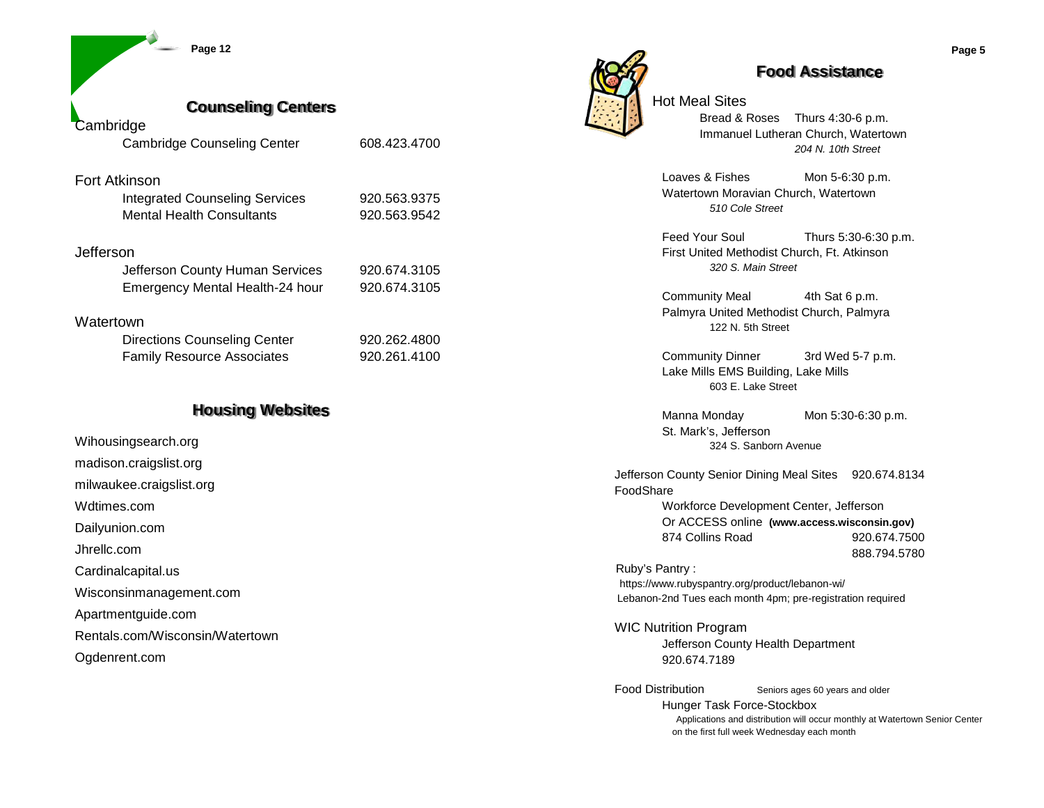## Counseling Centers

Cambridge

| | |
|---|---|
| Cambridge Counseling Center | 608.423.4700 |

Fort Atkinson

| | |
|---|---|
| Integrated Counseling Services | 920.563.9375 |
| Mental Health Consultants | 920.563.9542 |

Jefferson

| | |
|---|---|
| Jefferson County Human Services | 920.674.3105 |
| Emergency Mental Health-24 hour | 920.674.3105 |

Watertown

| | |
|---|---|
| Directions Counseling Center | 920.262.4800 |
| Family Resource Associates | 920.261.4100 |

## Housing Websites

Wihousingsearch.org

madison.craigslist.org

milwaukee.craigslist.org

Wdtimes.com

Dailyunion.com

Jhrellc.com

Cardinalcapital.us

Wisconsinmanagement.com

Apartmentguide.com

Rentals.com/Wisconsin/Watertown

Ogdenrent.com

## Food Assistance

Hot Meal Sites

Bread & Roses Thurs 4:30-6 p.m.
Immanuel Lutheran Church, Watertown
*204 N. 10th Street*

Loaves & Fishes Mon 5-6:30 p.m.
Watertown Moravian Church, Watertown
*510 Cole Street*

Feed Your Soul Thurs 5:30-6:30 p.m.
First United Methodist Church, Ft. Atkinson
*320 S. Main Street*

Community Meal 4th Sat 6 p.m.
Palmyra United Methodist Church, Palmyra
122 N. 5th Street

Community Dinner 3rd Wed 5-7 p.m.
Lake Mills EMS Building, Lake Mills
603 E. Lake Street

Manna Monday Mon 5:30-6:30 p.m.
St. Mark's, Jefferson
324 S. Sanborn Avenue

Jefferson County Senior Dining Meal Sites 920.674.8134

FoodShare
Workforce Development Center, Jefferson
Or ACCESS online **(www.access.wisconsin.gov)**
874 Collins Road 920.674.7500
888.794.5780

Ruby's Pantry :
https://www.rubyspantry.org/product/lebanon-wi/
Lebanon-2nd Tues each month 4pm; pre-registration required

WIC Nutrition Program
Jefferson County Health Department
920.674.7189

Food Distribution Seniors ages 60 years and older
Hunger Task Force-Stockbox
Applications and distribution will occur monthly at Watertown Senior Center on the first full week Wednesday each month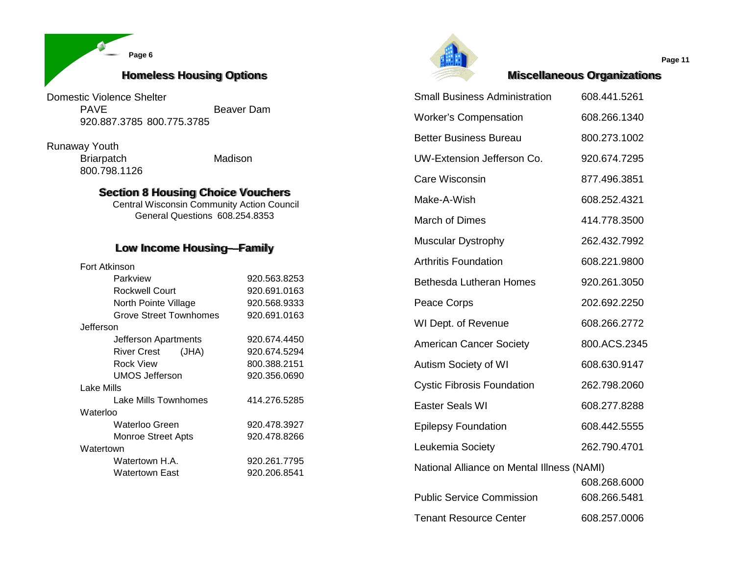## Homeless Housing Options

Domestic Violence Shelter

PAVE — Beaver Dam
920.887.3785 800.775.3785

Runaway Youth

Briarpatch — Madison
800.798.1126

## Section 8 Housing Choice Vouchers

Central Wisconsin Community Action Council
General Questions 608.254.8353

## Low Income Housing—Family

| Location | Phone |
|---|---|
| **Fort Atkinson** | |
| Parkview | 920.563.8253 |
| Rockwell Court | 920.691.0163 |
| North Pointe Village | 920.568.9333 |
| Grove Street Townhomes | 920.691.0163 |
| **Jefferson** | |
| Jefferson Apartments | 920.674.4450 |
| River Crest (JHA) | 920.674.5294 |
| Rock View | 800.388.2151 |
| UMOS Jefferson | 920.356.0690 |
| **Lake Mills** | |
| Lake Mills Townhomes | 414.276.5285 |
| **Waterloo** | |
| Waterloo Green | 920.478.3927 |
| Monroe Street Apts | 920.478.8266 |
| **Watertown** | |
| Watertown H.A. | 920.261.7795 |
| Watertown East | 920.206.8541 |

## Miscellaneous Organizations

| Organization | Phone |
|---|---|
| Small Business Administration | 608.441.5261 |
| Worker's Compensation | 608.266.1340 |
| Better Business Bureau | 800.273.1002 |
| UW-Extension Jefferson Co. | 920.674.7295 |
| Care Wisconsin | 877.496.3851 |
| Make-A-Wish | 608.252.4321 |
| March of Dimes | 414.778.3500 |
| Muscular Dystrophy | 262.432.7992 |
| Arthritis Foundation | 608.221.9800 |
| Bethesda Lutheran Homes | 920.261.3050 |
| Peace Corps | 202.692.2250 |
| WI Dept. of Revenue | 608.266.2772 |
| American Cancer Society | 800.ACS.2345 |
| Autism Society of WI | 608.630.9147 |
| Cystic Fibrosis Foundation | 262.798.2060 |
| Easter Seals WI | 608.277.8288 |
| Epilepsy Foundation | 608.442.5555 |
| Leukemia Society | 262.790.4701 |
| National Alliance on Mental Illness (NAMI) | 608.268.6000 |
| Public Service Commission | 608.266.5481 |
| Tenant Resource Center | 608.257.0006 |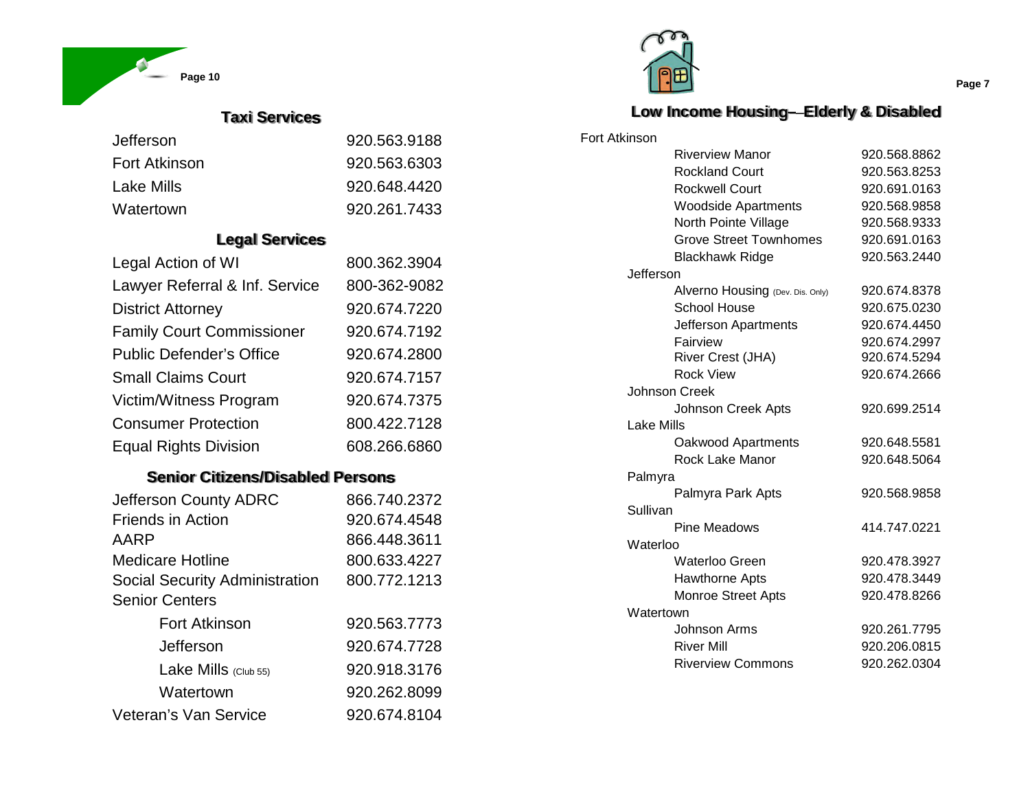## Taxi Services

| | |
|---|---|
| Jefferson | 920.563.9188 |
| Fort Atkinson | 920.563.6303 |
| Lake Mills | 920.648.4420 |
| Watertown | 920.261.7433 |

## Legal Services

| | |
|---|---|
| Legal Action of WI | 800.362.3904 |
| Lawyer Referral & Inf. Service | 800-362-9082 |
| District Attorney | 920.674.7220 |
| Family Court Commissioner | 920.674.7192 |
| Public Defender's Office | 920.674.2800 |
| Small Claims Court | 920.674.7157 |
| Victim/Witness Program | 920.674.7375 |
| Consumer Protection | 800.422.7128 |
| Equal Rights Division | 608.266.6860 |

## Senior Citizens/Disabled Persons

| | |
|---|---|
| Jefferson County ADRC | 866.740.2372 |
| Friends in Action | 920.674.4548 |
| AARP | 866.448.3611 |
| Medicare Hotline | 800.633.4227 |
| Social Security Administration | 800.772.1213 |
| Senior Centers | |
| Fort Atkinson | 920.563.7773 |
| Jefferson | 920.674.7728 |
| Lake Mills (Club 55) | 920.918.3176 |
| Watertown | 920.262.8099 |
| Veteran's Van Service | 920.674.8104 |

## Low Income Housing—Elderly & Disabled

**Fort Atkinson**

| | |
|---|---|
| Riverview Manor | 920.568.8862 |
| Rockland Court | 920.563.8253 |
| Rockwell Court | 920.691.0163 |
| Woodside Apartments | 920.568.9858 |
| North Pointe Village | 920.568.9333 |
| Grove Street Townhomes | 920.691.0163 |
| Blackhawk Ridge | 920.563.2440 |

**Jefferson**

| | |
|---|---|
| Alverno Housing (Dev. Dis. Only) | 920.674.8378 |
| School House | 920.675.0230 |
| Jefferson Apartments | 920.674.4450 |
| Fairview | 920.674.2997 |
| River Crest (JHA) | 920.674.5294 |
| Rock View | 920.674.2666 |

**Johnson Creek**

| | |
|---|---|
| Johnson Creek Apts | 920.699.2514 |

**Lake Mills**

| | |
|---|---|
| Oakwood Apartments | 920.648.5581 |
| Rock Lake Manor | 920.648.5064 |

**Palmyra**

| | |
|---|---|
| Palmyra Park Apts | 920.568.9858 |

**Sullivan**

| | |
|---|---|
| Pine Meadows | 414.747.0221 |

**Waterloo**

| | |
|---|---|
| Waterloo Green | 920.478.3927 |
| Hawthorne Apts | 920.478.3449 |
| Monroe Street Apts | 920.478.8266 |

**Watertown**

| | |
|---|---|
| Johnson Arms | 920.261.7795 |
| River Mill | 920.206.0815 |
| Riverview Commons | 920.262.0304 |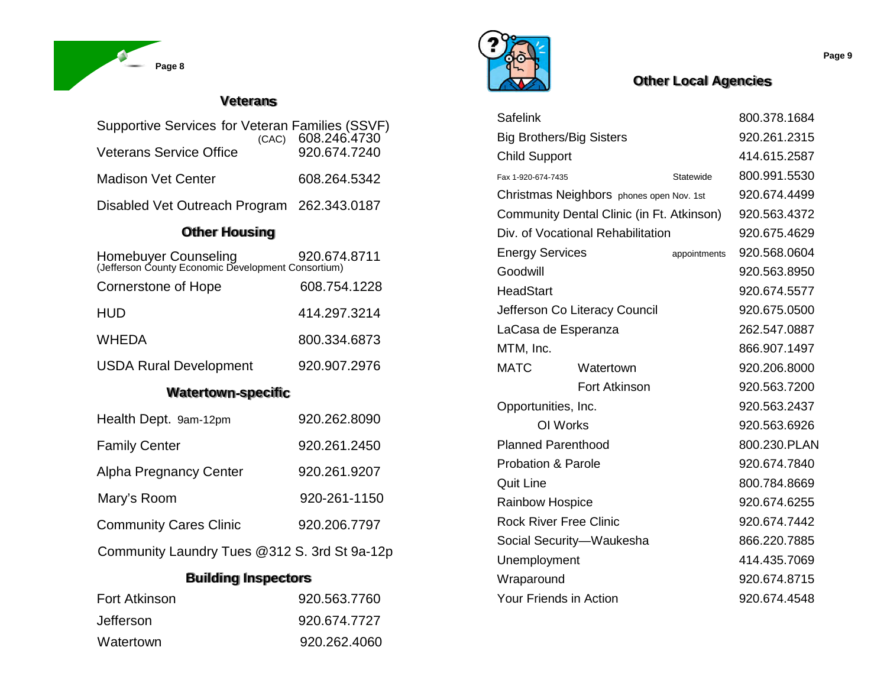## Veterans

| | |
|---|---|
| Supportive Services for Veteran Families (SSVF) (CAC) | 608.246.4730 |
| Veterans Service Office | 920.674.7240 |
| Madison Vet Center | 608.264.5342 |
| Disabled Vet Outreach Program | 262.343.0187 |

## Other Housing

| | |
|---|---|
| Homebuyer Counseling (Jefferson County Economic Development Consortium) | 920.674.8711 |
| Cornerstone of Hope | 608.754.1228 |
| HUD | 414.297.3214 |
| WHEDA | 800.334.6873 |
| USDA Rural Development | 920.907.2976 |

## Watertown-specific

| | |
|---|---|
| Health Dept. 9am-12pm | 920.262.8090 |
| Family Center | 920.261.2450 |
| Alpha Pregnancy Center | 920.261.9207 |
| Mary's Room | 920-261-1150 |
| Community Cares Clinic | 920.206.7797 |

Community Laundry Tues @312 S. 3rd St 9a-12p

## Building Inspectors

| | |
|---|---|
| Fort Atkinson | 920.563.7760 |
| Jefferson | 920.674.7727 |
| Watertown | 920.262.4060 |

## Other Local Agencies

| | | |
|---|---|---|
| Safelink | | 800.378.1684 |
| Big Brothers/Big Sisters | | 920.261.2315 |
| Child Support | | 414.615.2587 |
| Fax 1-920-674-7435 | Statewide | 800.991.5530 |
| Christmas Neighbors | phones open Nov. 1st | 920.674.4499 |
| Community Dental Clinic (in Ft. Atkinson) | | 920.563.4372 |
| Div. of Vocational Rehabilitation | | 920.675.4629 |
| Energy Services | appointments | 920.568.0604 |
| Goodwill | | 920.563.8950 |
| HeadStart | | 920.674.5577 |
| Jefferson Co Literacy Council | | 920.675.0500 |
| LaCasa de Esperanza | | 262.547.0887 |
| MTM, Inc. | | 866.907.1497 |
| MATC | Watertown | 920.206.8000 |
| | Fort Atkinson | 920.563.7200 |
| Opportunities, Inc. | | 920.563.2437 |
| OI Works | | 920.563.6926 |
| Planned Parenthood | | 800.230.PLAN |
| Probation & Parole | | 920.674.7840 |
| Quit Line | | 800.784.8669 |
| Rainbow Hospice | | 920.674.6255 |
| Rock River Free Clinic | | 920.674.7442 |
| Social Security—Waukesha | | 866.220.7885 |
| Unemployment | | 414.435.7069 |
| Wraparound | | 920.674.8715 |
| Your Friends in Action | | 920.674.4548 |